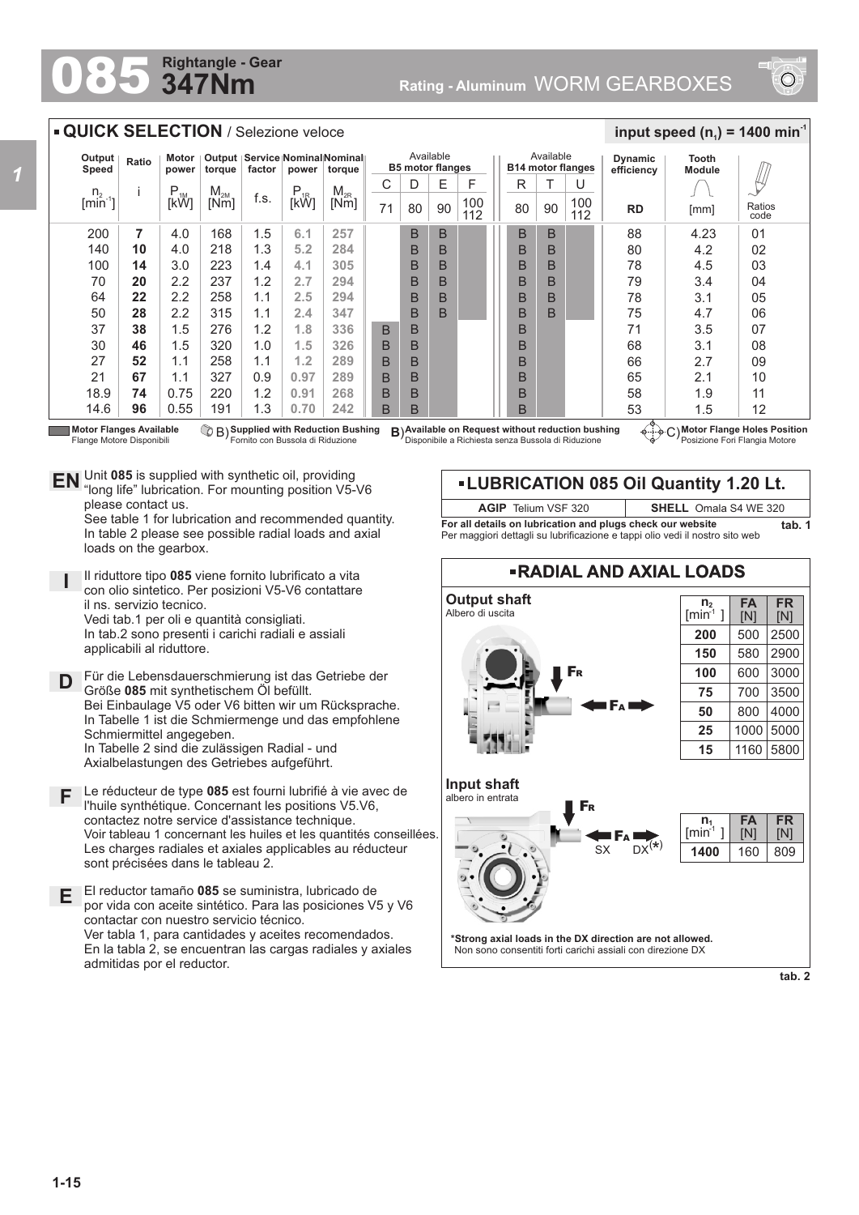# 085 347Nm Rightangle - Gear

Rating - Aluminum WORM GEARBOXES

## QUICK SELECTION / Selezione veloce

**input speed ($n_1$) = 1400 min$^{-1}$**

| Output Speed | Ratio | Motor power | Output torque | Service factor | Nominal power | Nominal torque | Available B5 motor flanges | | | | Available B14 motor flanges | | | Dynamic efficiency | Tooth Module | |
|---|---|---|---|---|---|---|---|---|---|---|---|---|---|---|---|---|
| | | | | | | | C | D | E | F | R | T | U | | | |
| $n_2$ [min$^{-1}$] | i | $P_{1M}$ [kW] | $M_{2M}$ [Nm] | f.s. | $P_{1R}$ [kW] | $M_{2R}$ [Nm] | 71 | 80 | 90 | 100 112 | 80 | 90 | 100 112 | RD | [mm] | Ratios code |
| 200 | **7** | 4.0 | 168 | 1.5 | **6.1** | **257** | | B | B | | B | B | | 88 | 4.23 | 01 |
| 140 | **10** | 4.0 | 218 | 1.3 | **5.2** | **284** | | B | B | | B | B | | 80 | 4.2 | 02 |
| 100 | **14** | 3.0 | 223 | 1.4 | **4.1** | **305** | | B | B | | B | B | | 78 | 4.5 | 03 |
| 70 | **20** | 2.2 | 237 | 1.2 | **2.7** | **294** | | B | B | | B | B | | 79 | 3.4 | 04 |
| 64 | **22** | 2.2 | 258 | 1.1 | **2.5** | **294** | | B | B | | B | B | | 78 | 3.1 | 05 |
| 50 | **28** | 2.2 | 315 | 1.1 | **2.4** | **347** | | B | B | | B | B | | 75 | 4.7 | 06 |
| 37 | **38** | 1.5 | 276 | 1.2 | **1.8** | **336** | B | B | | | B | | | 71 | 3.5 | 07 |
| 30 | **46** | 1.5 | 320 | 1.0 | **1.5** | **326** | B | B | | | B | | | 68 | 3.1 | 08 |
| 27 | **52** | 1.1 | 258 | 1.1 | **1.2** | **289** | B | B | | | B | | | 66 | 2.7 | 09 |
| 21 | **67** | 1.1 | 327 | 0.9 | **0.97** | **289** | B | B | | | B | | | 65 | 2.1 | 10 |
| 18.9 | **74** | 0.75 | 220 | 1.2 | **0.91** | **268** | B | B | | | B | | | 58 | 1.9 | 11 |
| 14.6 | **96** | 0.55 | 191 | 1.3 | **0.70** | **242** | B | B | | | B | | | 53 | 1.5 | 12 |

**Motor Flanges Available** / Flange Motore Disponibili — B) **Supplied with Reduction Bushing** / Fornito con Bussola di Riduzione — B) **Available on Request without reduction bushing** / Disponibile a Richiesta senza Bussola di Riduzione — C) **Motor Flange Holes Position** / Posizione Fori Flangia Motore

**EN** Unit **085** is supplied with synthetic oil, providing "long life" lubrication. For mounting position V5-V6 please contact us.
See table 1 for lubrication and recommended quantity.
In table 2 please see possible radial loads and axial loads on the gearbox.

**I** Il riduttore tipo **085** viene fornito lubrificato a vita con olio sintetico. Per posizioni V5-V6 contattare il ns. servizio tecnico.
Vedi tab.1 per oli e quantità consigliati.
In tab.2 sono presenti i carichi radiali e assiali applicabili al riduttore.

**D** Für die Lebensdauerschmierung ist das Getriebe der Größe **085** mit synthetischem Öl befüllt.
Bei Einbaulage V5 oder V6 bitten wir um Rücksprache.
In Tabelle 1 ist die Schmiermenge und das empfohlene Schmiermittel angegeben.
In Tabelle 2 sind die zulässigen Radial - und Axialbelastungen des Getriebes aufgeführt.

**F** Le réducteur de type **085** est fourni lubrifié à vie avec de l'huile synthétique. Concernant les positions V5.V6, contactez notre service d'assistance technique.
Voir tableau 1 concernant les huiles et les quantités conseillées.
Les charges radiales et axiales applicables au réducteur sont précisées dans le tableau 2.

**E** El reductor tamaño **085** se suministra, lubricado de por vida con aceite sintético. Para las posiciones V5 y V6 contactar con nuestro servicio técnico.
Ver tabla 1, para cantidades y aceites recomendados.
En la tabla 2, se encuentran las cargas radiales y axiales admitidas por el reductor.

## LUBRICATION 085 Oil Quantity 1.20 Lt.

| AGIP | SHELL |
|---|---|
| Telium VSF 320 | Omala S4 WE 320 |

**For all details on lubrication and plugs check our website**
Per maggiori dettagli su lubrificazione e tappi olio vedi il nostro sito web

**tab. 1**

## RADIAL AND AXIAL LOADS

**Output shaft**
Albero di uscita

| $n_2$ [min$^{-1}$] | FA [N] | FR [N] |
|---|---|---|
| **200** | 500 | 2500 |
| **150** | 580 | 2900 |
| **100** | 600 | 3000 |
| **75** | 700 | 3500 |
| **50** | 800 | 4000 |
| **25** | 1000 | 5000 |
| **15** | 1160 | 5800 |

**Input shaft**
albero in entrata

| $n_1$ [min$^{-1}$] | FA [N] | FR [N] |
|---|---|---|
| **1400** | 160 | 809 |

FR, FA, SX, DX(*)

***Strong axial loads in the DX direction are not allowed.**
Non sono consentiti forti carichi assiali con direzione DX

**tab. 2**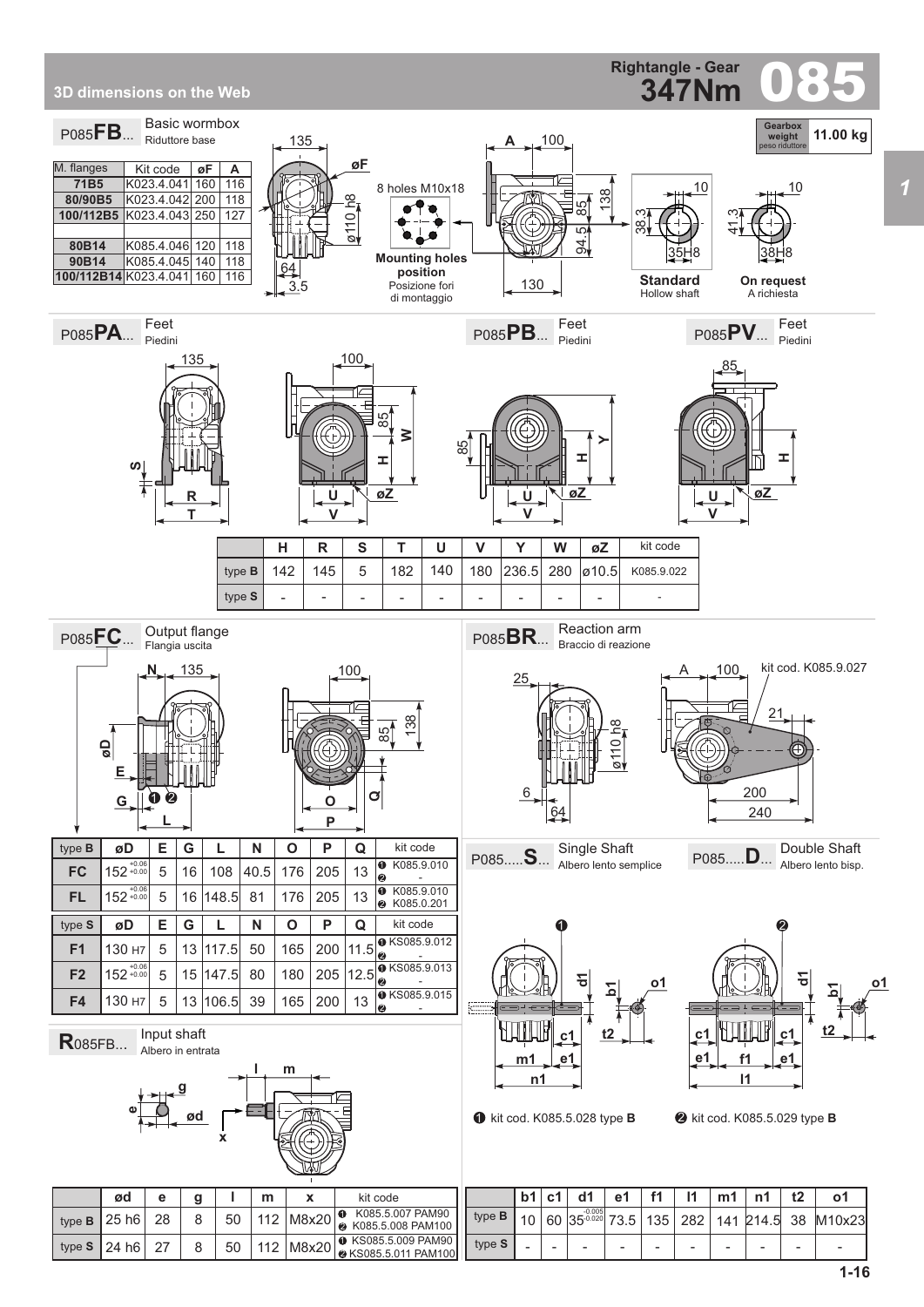# 3D dimensions on the Web

## Rightangle - Gear 347Nm 085

### P085FB... Basic wormbox
Riduttore base

| M. flanges | Kit code | øF | A |
|---|---|---|---|
| 71B5 | K023.4.041 | 160 | 116 |
| 80/90B5 | K023.4.042 | 200 | 118 |
| 100/112B5 | K023.4.043 | 250 | 127 |
| | | | |
| 80B14 | K085.4.046 | 120 | 118 |
| 90B14 | K085.4.045 | 140 | 118 |
| 100/112B14 | K023.4.041 | 160 | 116 |

135
øF
ø110 h8
64
3.5

8 holes M10x18

**Mounting holes position**
Posizione fori di montaggio

A
100
85
138
94.5
130

Gearbox weight / peso riduttore: 11.00 kg

38.3
10
35H8
**Standard**
Hollow shaft

41.3
10
38H8
**On request**
A richiesta

### P085PA... Feet
Piedini

135
100
85
W
H
S
R
T
U
V
øZ

### P085PB... Feet
Piedini

85
H
Y
U
V
øZ

### P085PV... Feet
Piedini

85
H
U
V
øZ

| | H | R | S | T | U | V | Y | W | øZ | kit code |
|---|---|---|---|---|---|---|---|---|---|---|
| type B | 142 | 145 | 5 | 182 | 140 | 180 | 236.5 | 280 | ø10.5 | K085.9.022 |
| type S | - | - | - | - | - | - | - | - | - | - |

### P085FC... Output flange
Flangia uscita

N
135
100
85
138
øD
E
G
L
O
P
Q
❶ ❷

| type B | øD | E | G | L | N | O | P | Q | kit code |
|---|---|---|---|---|---|---|---|---|---|
| FC | 152 $^{+0.06}_{+0.00}$ | 5 | 16 | 108 | 40.5 | 176 | 205 | 13 | ❶ K085.9.010 ❷ - |
| FL | 152 $^{+0.06}_{+0.00}$ | 5 | 16 | 148.5 | 81 | 176 | 205 | 13 | ❶ K085.9.010 ❷ K085.0.201 |

| type S | øD | E | G | L | N | O | P | Q | kit code |
|---|---|---|---|---|---|---|---|---|---|
| F1 | 130 H7 | 5 | 13 | 117.5 | 50 | 165 | 200 | 11.5 | ❶ KS085.9.012 ❷ - |
| F2 | 152 $^{+0.06}_{+0.00}$ | 5 | 15 | 147.5 | 80 | 180 | 205 | 12.5 | ❶ KS085.9.013 ❷ - |
| F4 | 130 H7 | 5 | 13 | 106.5 | 39 | 165 | 200 | 13 | ❶ KS085.9.015 ❷ - |

### P085BR... Reaction arm
Braccio di reazione

25
ø110 h8
6
64
A
100
kit cod. K085.9.027
21
200
240

### R085FB... Input shaft
Albero in entrata

g
e
ød
l
m
x

| | ød | e | g | l | m | x | kit code |
|---|---|---|---|---|---|---|---|
| type B | 25 h6 | 28 | 8 | 50 | 112 | M8x20 | ❶ K085.5.007 PAM90 ❷ K085.5.008 PAM100 |
| type S | 24 h6 | 27 | 8 | 50 | 112 | M8x20 | ❶ KS085.5.009 PAM90 ❷ KS085.5.011 PAM100 |

### P085.....S... Single Shaft
Albero lento semplice

### P085.....D... Double Shaft
Albero lento bisp.

❶
d1
b1
o1
c1
t2
m1
e1
n1

❷
d1
b1
o1
c1
c1
t2
e1
f1
e1
l1

❶ kit cod. K085.5.028 type **B**

❷ kit cod. K085.5.029 type **B**

| | b1 | c1 | d1 | e1 | f1 | l1 | m1 | n1 | t2 | o1 |
|---|---|---|---|---|---|---|---|---|---|---|
| type B | 10 | 60 | 35 $^{-0.005}_{-0.020}$ | 73.5 | 135 | 282 | 141 | 214.5 | 38 | M10x23 |
| type S | - | - | - | - | - | - | - | - | - | - |